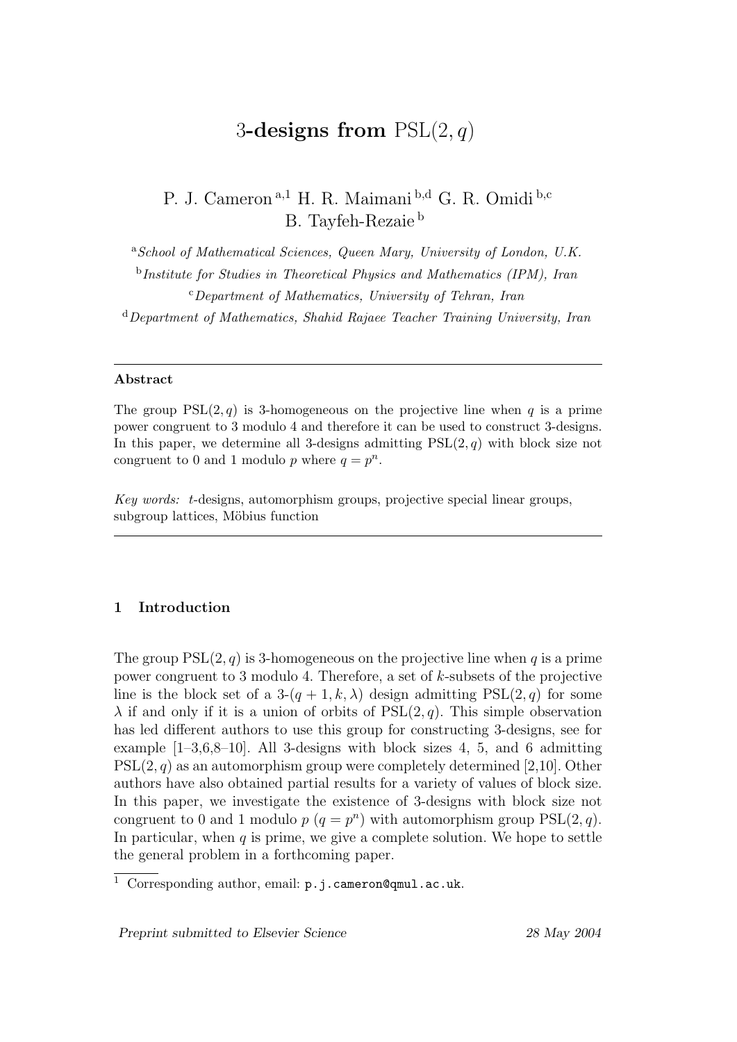# 3-designs from $\mathrm{PSL}(2, q)$

P. J. Cameron [a,1] H. R. Maimani [b,d] G. R. Omidi [b,c] B. Tayfeh-Rezaie [b]

[a] *School of Mathematical Sciences, Queen Mary, University of London, U.K.*

[b] *Institute for Studies in Theoretical Physics and Mathematics (IPM), Iran*

[c] *Department of Mathematics, University of Tehran, Iran*

[d] *Department of Mathematics, Shahid Rajaee Teacher Training University, Iran*

---

**Abstract**

The group $\mathrm{PSL}(2, q)$ is 3-homogeneous on the projective line when $q$ is a prime power congruent to 3 modulo 4 and therefore it can be used to construct 3-designs. In this paper, we determine all 3-designs admitting $\mathrm{PSL}(2, q)$ with block size not congruent to 0 and 1 modulo $p$ where $q = p^n$.

*Key words:* $t$-designs, automorphism groups, projective special linear groups, subgroup lattices, Möbius function

---

## 1 Introduction

The group $\mathrm{PSL}(2, q)$ is 3-homogeneous on the projective line when $q$ is a prime power congruent to 3 modulo 4. Therefore, a set of $k$-subsets of the projective line is the block set of a 3-$(q + 1, k, \lambda)$ design admitting $\mathrm{PSL}(2, q)$ for some $\lambda$ if and only if it is a union of orbits of $\mathrm{PSL}(2, q)$. This simple observation has led different authors to use this group for constructing 3-designs, see for example [1–3,6,8–10]. All 3-designs with block sizes 4, 5, and 6 admitting $\mathrm{PSL}(2, q)$ as an automorphism group were completely determined [2,10]. Other authors have also obtained partial results for a variety of values of block size. In this paper, we investigate the existence of 3-designs with block size not congruent to 0 and 1 modulo $p$ ($q = p^n$) with automorphism group $\mathrm{PSL}(2, q)$. In particular, when $q$ is prime, we give a complete solution. We hope to settle the general problem in a forthcoming paper.

[1] Corresponding author, email: `p.j.cameron@qmul.ac.uk`.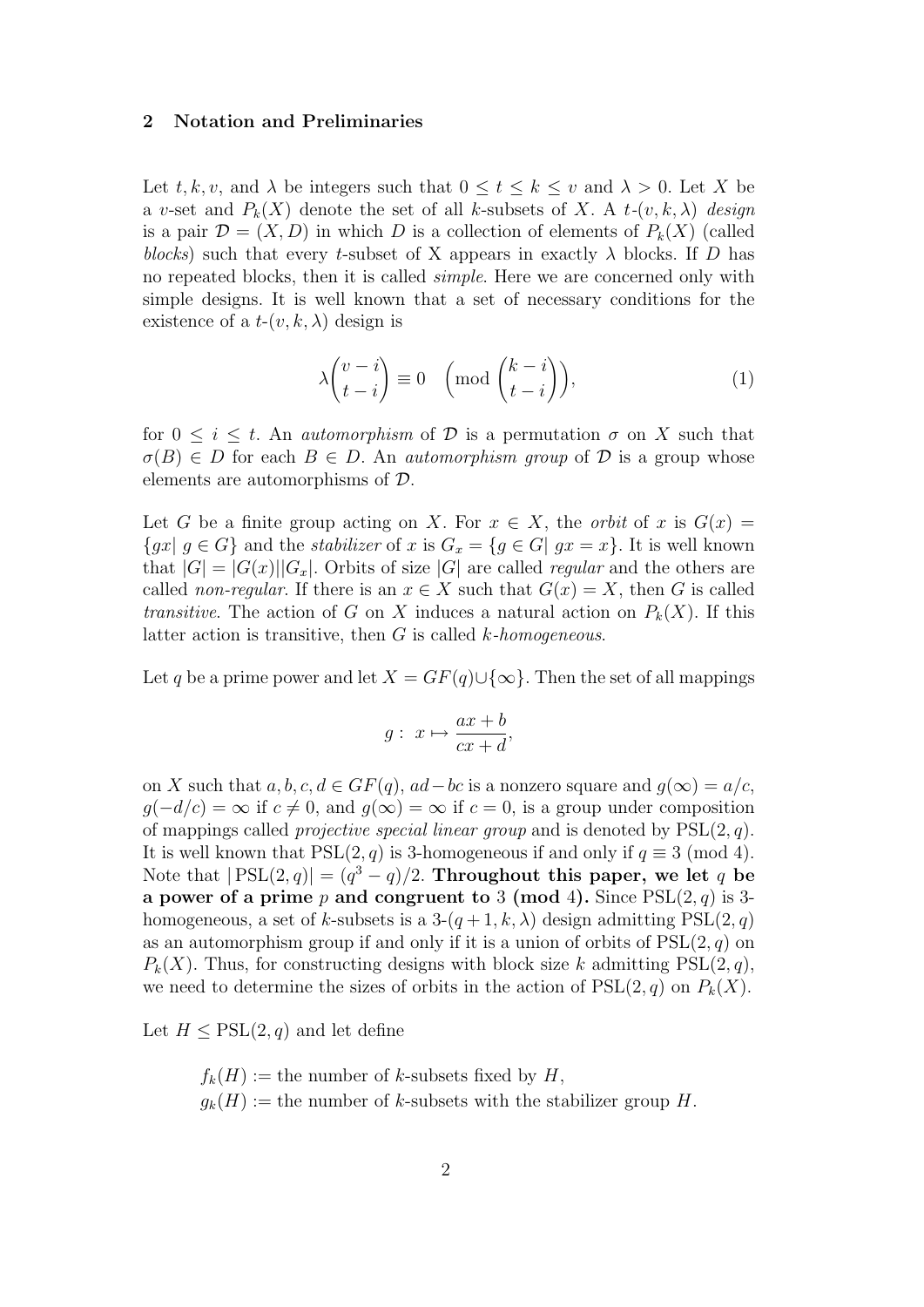## 2 Notation and Preliminaries

Let $t, k, v$, and $\lambda$ be integers such that $0 \le t \le k \le v$ and $\lambda > 0$. Let $X$ be a $v$-set and $P_k(X)$ denote the set of all $k$-subsets of $X$. A $t$-$(v, k, \lambda)$ *design* is a pair $\mathcal{D} = (X, D)$ in which $D$ is a collection of elements of $P_k(X)$ (called *blocks*) such that every $t$-subset of X appears in exactly $\lambda$ blocks. If $D$ has no repeated blocks, then it is called *simple*. Here we are concerned only with simple designs. It is well known that a set of necessary conditions for the existence of a $t$-$(v, k, \lambda)$ design is

$$\lambda \binom{v-i}{t-i} \equiv 0 \pmod{\binom{k-i}{t-i}}, \tag{1}$$

for $0 \le i \le t$. An *automorphism* of $\mathcal{D}$ is a permutation $\sigma$ on $X$ such that $\sigma(B) \in D$ for each $B \in D$. An *automorphism group* of $\mathcal{D}$ is a group whose elements are automorphisms of $\mathcal{D}$.

Let $G$ be a finite group acting on $X$. For $x \in X$, the *orbit* of $x$ is $G(x) = \{gx \mid g \in G\}$ and the *stabilizer* of $x$ is $G_x = \{g \in G \mid gx = x\}$. It is well known that $|G| = |G(x)||G_x|$. Orbits of size $|G|$ are called *regular* and the others are called *non-regular*. If there is an $x \in X$ such that $G(x) = X$, then $G$ is called *transitive*. The action of $G$ on $X$ induces a natural action on $P_k(X)$. If this latter action is transitive, then $G$ is called $k$-*homogeneous*.

Let $q$ be a prime power and let $X = GF(q) \cup \{\infty\}$. Then the set of all mappings

$$g: \; x \mapsto \frac{ax+b}{cx+d},$$

on $X$ such that $a, b, c, d \in GF(q)$, $ad - bc$ is a nonzero square and $g(\infty) = a/c$, $g(-d/c) = \infty$ if $c \neq 0$, and $g(\infty) = \infty$ if $c = 0$, is a group under composition of mappings called *projective special linear group* and is denoted by $\mathrm{PSL}(2, q)$. It is well known that $\mathrm{PSL}(2, q)$ is 3-homogeneous if and only if $q \equiv 3 \pmod 4$. Note that $|\mathrm{PSL}(2, q)| = (q^3 - q)/2$. **Throughout this paper, we let $q$ be a power of a prime $p$ and congruent to 3 (mod 4).** Since $\mathrm{PSL}(2, q)$ is 3-homogeneous, a set of $k$-subsets is a 3-$(q + 1, k, \lambda)$ design admitting $\mathrm{PSL}(2, q)$ as an automorphism group if and only if it is a union of orbits of $\mathrm{PSL}(2, q)$ on $P_k(X)$. Thus, for constructing designs with block size $k$ admitting $\mathrm{PSL}(2, q)$, we need to determine the sizes of orbits in the action of $\mathrm{PSL}(2, q)$ on $P_k(X)$.

Let $H \le \mathrm{PSL}(2, q)$ and let define

$f_k(H) :=$ the number of $k$-subsets fixed by $H$,
$g_k(H) :=$ the number of $k$-subsets with the stabilizer group $H$.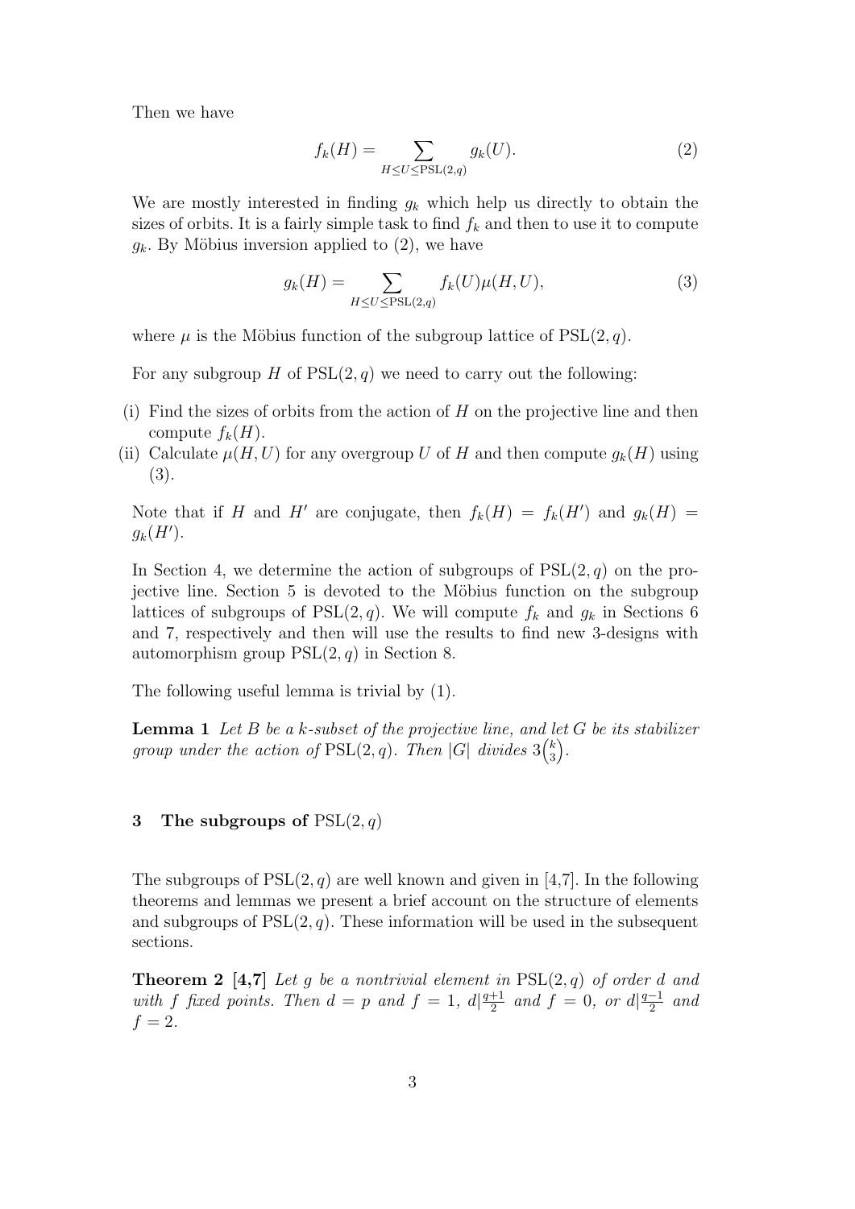Then we have

$$f_k(H) = \sum_{H \leq U \leq \mathrm{PSL}(2,q)} g_k(U). \tag{2}$$

We are mostly interested in finding $g_k$ which help us directly to obtain the sizes of orbits. It is a fairly simple task to find $f_k$ and then to use it to compute $g_k$. By Möbius inversion applied to (2), we have

$$g_k(H) = \sum_{H \leq U \leq \mathrm{PSL}(2,q)} f_k(U)\mu(H, U), \tag{3}$$

where $\mu$ is the Möbius function of the subgroup lattice of $\mathrm{PSL}(2, q)$.

For any subgroup $H$ of $\mathrm{PSL}(2, q)$ we need to carry out the following:

(i) Find the sizes of orbits from the action of $H$ on the projective line and then compute $f_k(H)$.

(ii) Calculate $\mu(H, U)$ for any overgroup $U$ of $H$ and then compute $g_k(H)$ using (3).

Note that if $H$ and $H'$ are conjugate, then $f_k(H) = f_k(H')$ and $g_k(H) = g_k(H')$.

In Section 4, we determine the action of subgroups of $\mathrm{PSL}(2, q)$ on the projective line. Section 5 is devoted to the Möbius function on the subgroup lattices of subgroups of $\mathrm{PSL}(2, q)$. We will compute $f_k$ and $g_k$ in Sections 6 and 7, respectively and then will use the results to find new 3-designs with automorphism group $\mathrm{PSL}(2, q)$ in Section 8.

The following useful lemma is trivial by (1).

**Lemma 1** *Let $B$ be a $k$-subset of the projective line, and let $G$ be its stabilizer group under the action of $\mathrm{PSL}(2, q)$. Then $|G|$ divides $3\binom{k}{3}$.*

## 3 The subgroups of $\mathrm{PSL}(2, q)$

The subgroups of $\mathrm{PSL}(2, q)$ are well known and given in [4,7]. In the following theorems and lemmas we present a brief account on the structure of elements and subgroups of $\mathrm{PSL}(2, q)$. These information will be used in the subsequent sections.

**Theorem 2 [4,7]** *Let $g$ be a nontrivial element in $\mathrm{PSL}(2, q)$ of order $d$ and with $f$ fixed points. Then $d = p$ and $f = 1$, $d|\frac{q+1}{2}$ and $f = 0$, or $d|\frac{q-1}{2}$ and $f = 2$.*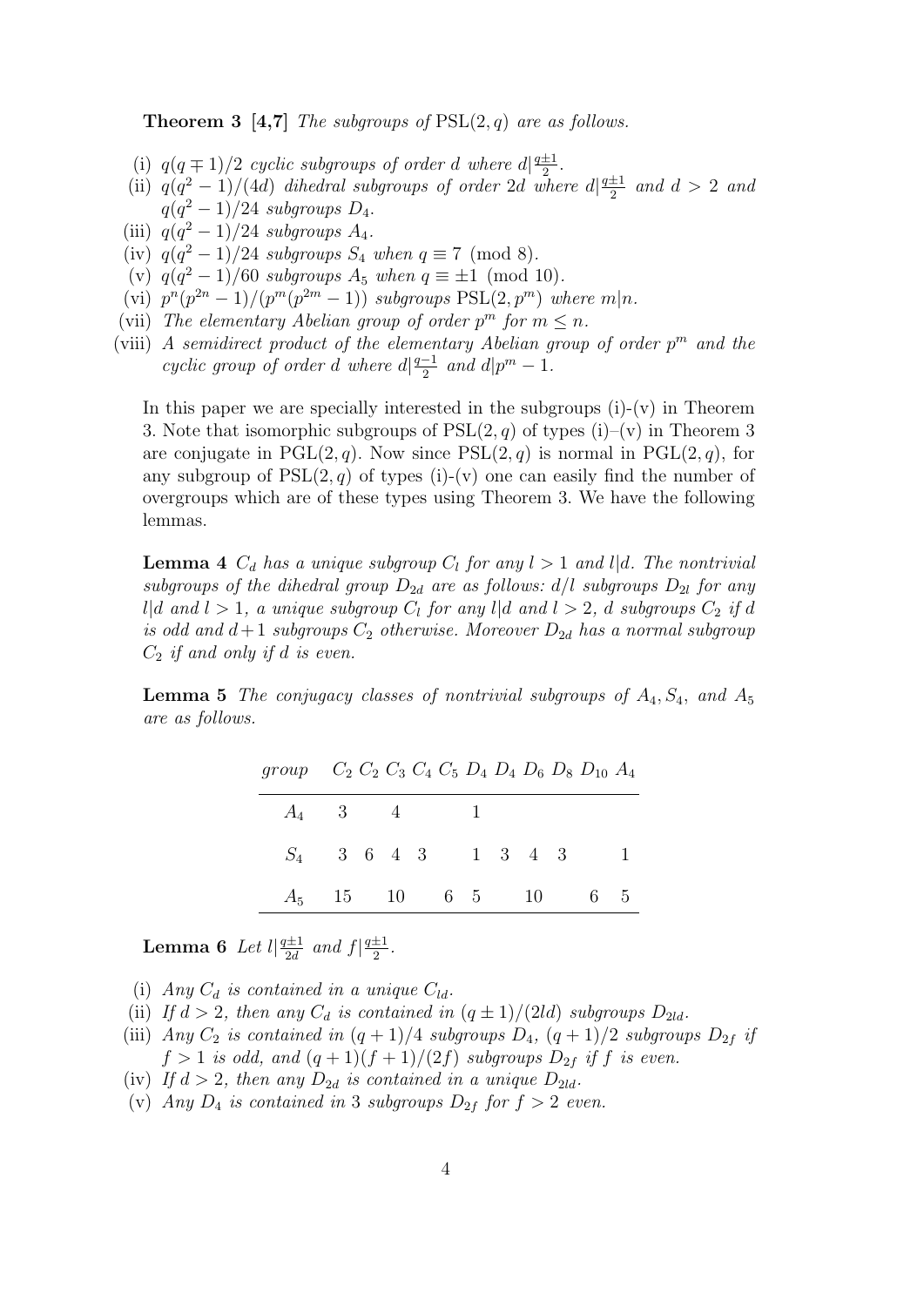**Theorem 3 [4,7]** *The subgroups of* $\mathrm{PSL}(2,q)$ *are as follows.*

- (i) $q(q \mp 1)/2$ *cyclic subgroups of order* $d$ *where* $d|\frac{q\pm1}{2}$.
- (ii) $q(q^2-1)/(4d)$ *dihedral subgroups of order* $2d$ *where* $d|\frac{q\pm1}{2}$ *and* $d>2$ *and* $q(q^2-1)/24$ *subgroups* $D_4$.
- (iii) $q(q^2-1)/24$ *subgroups* $A_4$.
- (iv) $q(q^2-1)/24$ *subgroups* $S_4$ *when* $q \equiv 7 \pmod 8$.
- (v) $q(q^2-1)/60$ *subgroups* $A_5$ *when* $q \equiv \pm 1 \pmod{10}$.
- (vi) $p^n(p^{2n}-1)/(p^m(p^{2m}-1))$ *subgroups* $\mathrm{PSL}(2,p^m)$ *where* $m|n$.
- (vii) *The elementary Abelian group of order* $p^m$ *for* $m \le n$.
- (viii) *A semidirect product of the elementary Abelian group of order* $p^m$ *and the cyclic group of order* $d$ *where* $d|\frac{q-1}{2}$ *and* $d|p^m-1$.

In this paper we are specially interested in the subgroups (i)-(v) in Theorem 3. Note that isomorphic subgroups of $\mathrm{PSL}(2,q)$ of types (i)–(v) in Theorem 3 are conjugate in $\mathrm{PGL}(2,q)$. Now since $\mathrm{PSL}(2,q)$ is normal in $\mathrm{PGL}(2,q)$, for any subgroup of $\mathrm{PSL}(2,q)$ of types (i)-(v) one can easily find the number of overgroups which are of these types using Theorem 3. We have the following lemmas.

**Lemma 4** *$C_d$ has a unique subgroup $C_l$ for any $l>1$ and $l|d$. The nontrivial subgroups of the dihedral group $D_{2d}$ are as follows: $d/l$ subgroups $D_{2l}$ for any $l|d$ and $l>1$, a unique subgroup $C_l$ for any $l|d$ and $l>2$, $d$ subgroups $C_2$ if $d$ is odd and $d+1$ subgroups $C_2$ otherwise. Moreover $D_{2d}$ has a normal subgroup $C_2$ if and only if $d$ is even.*

**Lemma 5** *The conjugacy classes of nontrivial subgroups of $A_4, S_4$, and $A_5$ are as follows.*

| *group* | $C_2$ | $C_2$ | $C_3$ | $C_4$ | $C_5$ | $D_4$ | $D_4$ | $D_6$ | $D_8$ | $D_{10}$ | $A_4$ |
|---|---|---|---|---|---|---|---|---|---|---|---|
| $A_4$ | 3 | | 4 | | | 1 | | | | | |
| $S_4$ | 3 | 6 | 4 | 3 | | 1 | 3 | 4 | 3 | | 1 |
| $A_5$ | 15 | | 10 | | 6 | 5 | | 10 | | 6 | 5 |

**Lemma 6** *Let $l|\frac{q\pm1}{2d}$ and $f|\frac{q\pm1}{2}$.*

- (i) *Any $C_d$ is contained in a unique $C_{ld}$.*
- (ii) *If $d>2$, then any $C_d$ is contained in $(q\pm1)/(2ld)$ subgroups $D_{2ld}$.*
- (iii) *Any $C_2$ is contained in $(q+1)/4$ subgroups $D_4$, $(q+1)/2$ subgroups $D_{2f}$ if $f>1$ is odd, and $(q+1)(f+1)/(2f)$ subgroups $D_{2f}$ if $f$ is even.*
- (iv) *If $d>2$, then any $D_{2d}$ is contained in a unique $D_{2ld}$.*
- (v) *Any $D_4$ is contained in 3 subgroups $D_{2f}$ for $f>2$ even.*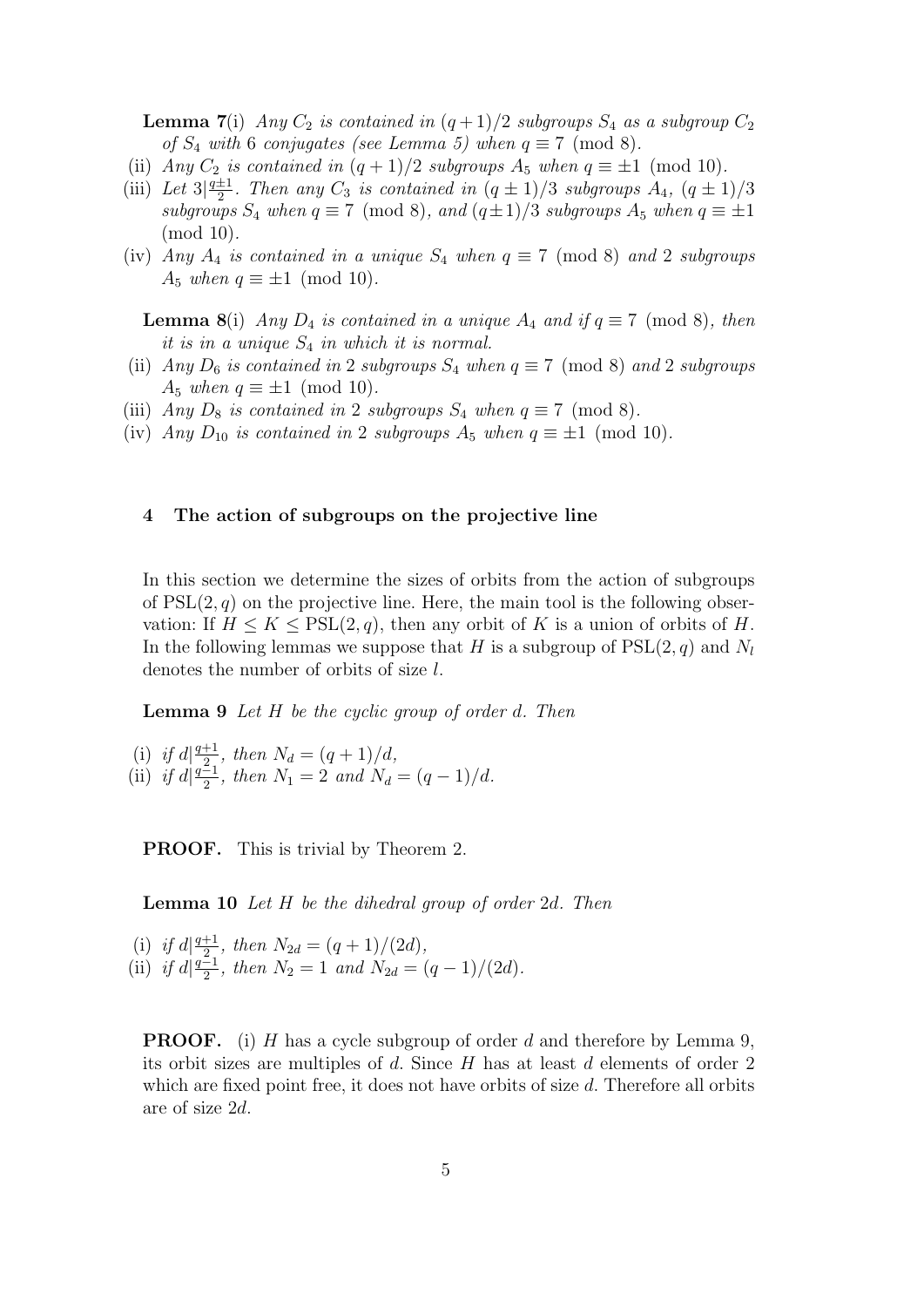**Lemma 7**(i) *Any $C_2$ is contained in $(q+1)/2$ subgroups $S_4$ as a subgroup $C_2$ of $S_4$ with 6 conjugates (see Lemma 5) when $q \equiv 7 \pmod 8$.*

(ii) *Any $C_2$ is contained in $(q+1)/2$ subgroups $A_5$ when $q \equiv \pm 1 \pmod{10}$.*

(iii) *Let $3 | \frac{q \pm 1}{2}$. Then any $C_3$ is contained in $(q \pm 1)/3$ subgroups $A_4$, $(q \pm 1)/3$ subgroups $S_4$ when $q \equiv 7 \pmod 8$, and $(q \pm 1)/3$ subgroups $A_5$ when $q \equiv \pm 1 \pmod{10}$.*

(iv) *Any $A_4$ is contained in a unique $S_4$ when $q \equiv 7 \pmod 8$ and 2 subgroups $A_5$ when $q \equiv \pm 1 \pmod{10}$.*

**Lemma 8**(i) *Any $D_4$ is contained in a unique $A_4$ and if $q \equiv 7 \pmod 8$, then it is in a unique $S_4$ in which it is normal.*

(ii) *Any $D_6$ is contained in 2 subgroups $S_4$ when $q \equiv 7 \pmod 8$ and 2 subgroups $A_5$ when $q \equiv \pm 1 \pmod{10}$.*

(iii) *Any $D_8$ is contained in 2 subgroups $S_4$ when $q \equiv 7 \pmod 8$.*

(iv) *Any $D_{10}$ is contained in 2 subgroups $A_5$ when $q \equiv \pm 1 \pmod{10}$.*

## 4 The action of subgroups on the projective line

In this section we determine the sizes of orbits from the action of subgroups of $\mathrm{PSL}(2,q)$ on the projective line. Here, the main tool is the following observation: If $H \leq K \leq \mathrm{PSL}(2,q)$, then any orbit of $K$ is a union of orbits of $H$. In the following lemmas we suppose that $H$ is a subgroup of $\mathrm{PSL}(2,q)$ and $N_l$ denotes the number of orbits of size $l$.

**Lemma 9** *Let $H$ be the cyclic group of order $d$. Then*

(i) *if $d | \frac{q+1}{2}$, then $N_d = (q+1)/d$,*

(ii) *if $d | \frac{q-1}{2}$, then $N_1 = 2$ and $N_d = (q-1)/d$.*

**PROOF.** This is trivial by Theorem 2.

**Lemma 10** *Let $H$ be the dihedral group of order $2d$. Then*

(i) *if $d | \frac{q+1}{2}$, then $N_{2d} = (q+1)/(2d)$,*

(ii) *if $d | \frac{q-1}{2}$, then $N_2 = 1$ and $N_{2d} = (q-1)/(2d)$.*

**PROOF.** (i) $H$ has a cycle subgroup of order $d$ and therefore by Lemma 9, its orbit sizes are multiples of $d$. Since $H$ has at least $d$ elements of order 2 which are fixed point free, it does not have orbits of size $d$. Therefore all orbits are of size $2d$.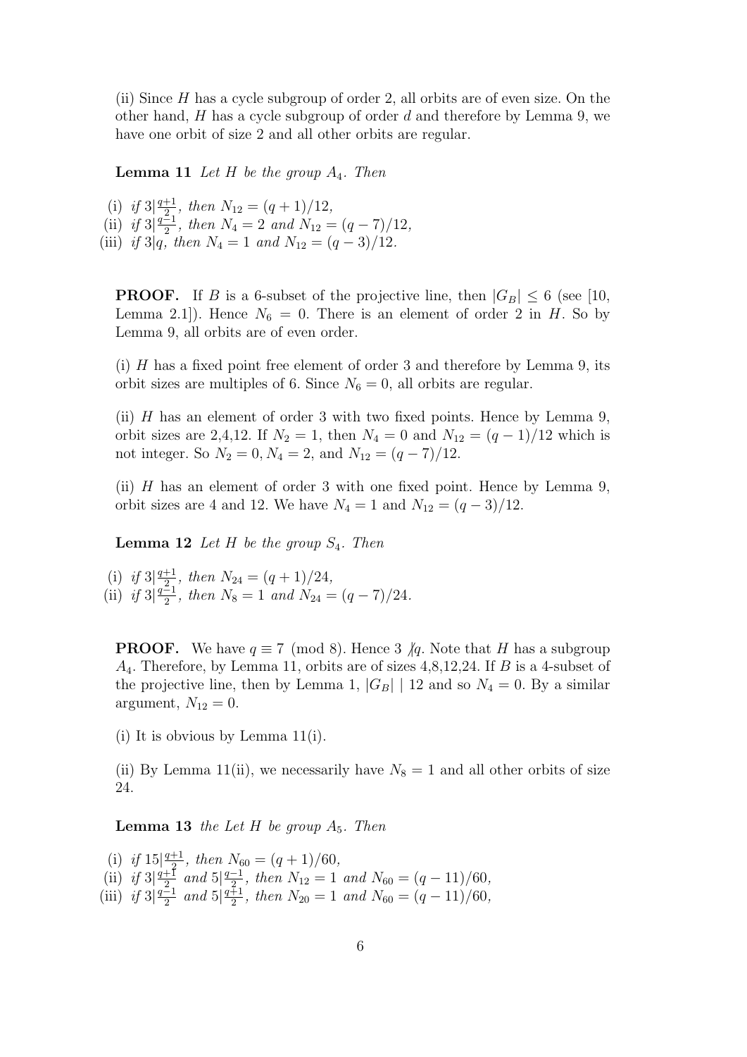(ii) Since $H$ has a cycle subgroup of order 2, all orbits are of even size. On the other hand, $H$ has a cycle subgroup of order $d$ and therefore by Lemma 9, we have one orbit of size 2 and all other orbits are regular.

**Lemma 11** *Let $H$ be the group $A_4$. Then*

(i) *if $3|\frac{q+1}{2}$, then $N_{12} = (q+1)/12$,*
(ii) *if $3|\frac{q-1}{2}$, then $N_4 = 2$ and $N_{12} = (q-7)/12$,*
(iii) *if $3|q$, then $N_4 = 1$ and $N_{12} = (q-3)/12$.*

**PROOF.** If $B$ is a 6-subset of the projective line, then $|G_B| \leq 6$ (see [10, Lemma 2.1]). Hence $N_6 = 0$. There is an element of order 2 in $H$. So by Lemma 9, all orbits are of even order.

(i) $H$ has a fixed point free element of order 3 and therefore by Lemma 9, its orbit sizes are multiples of 6. Since $N_6 = 0$, all orbits are regular.

(ii) $H$ has an element of order 3 with two fixed points. Hence by Lemma 9, orbit sizes are 2,4,12. If $N_2 = 1$, then $N_4 = 0$ and $N_{12} = (q-1)/12$ which is not integer. So $N_2 = 0, N_4 = 2$, and $N_{12} = (q-7)/12$.

(ii) $H$ has an element of order 3 with one fixed point. Hence by Lemma 9, orbit sizes are 4 and 12. We have $N_4 = 1$ and $N_{12} = (q-3)/12$.

**Lemma 12** *Let $H$ be the group $S_4$. Then*

(i) *if $3|\frac{q+1}{2}$, then $N_{24} = (q+1)/24$,*
(ii) *if $3|\frac{q-1}{2}$, then $N_8 = 1$ and $N_{24} = (q-7)/24$.*

**PROOF.** We have $q \equiv 7 \pmod 8$. Hence $3 \not| q$. Note that $H$ has a subgroup $A_4$. Therefore, by Lemma 11, orbits are of sizes 4,8,12,24. If $B$ is a 4-subset of the projective line, then by Lemma 1, $|G_B| \mid 12$ and so $N_4 = 0$. By a similar argument, $N_{12} = 0$.

(i) It is obvious by Lemma 11(i).

(ii) By Lemma 11(ii), we necessarily have $N_8 = 1$ and all other orbits of size 24.

**Lemma 13** *the Let $H$ be group $A_5$. Then*

(i) *if $15|\frac{q+1}{2}$, then $N_{60} = (q+1)/60$,*
(ii) *if $3|\frac{q+1}{2}$ and $5|\frac{q-1}{2}$, then $N_{12} = 1$ and $N_{60} = (q-11)/60$,*
(iii) *if $3|\frac{q-1}{2}$ and $5|\frac{q+1}{2}$, then $N_{20} = 1$ and $N_{60} = (q-11)/60$,*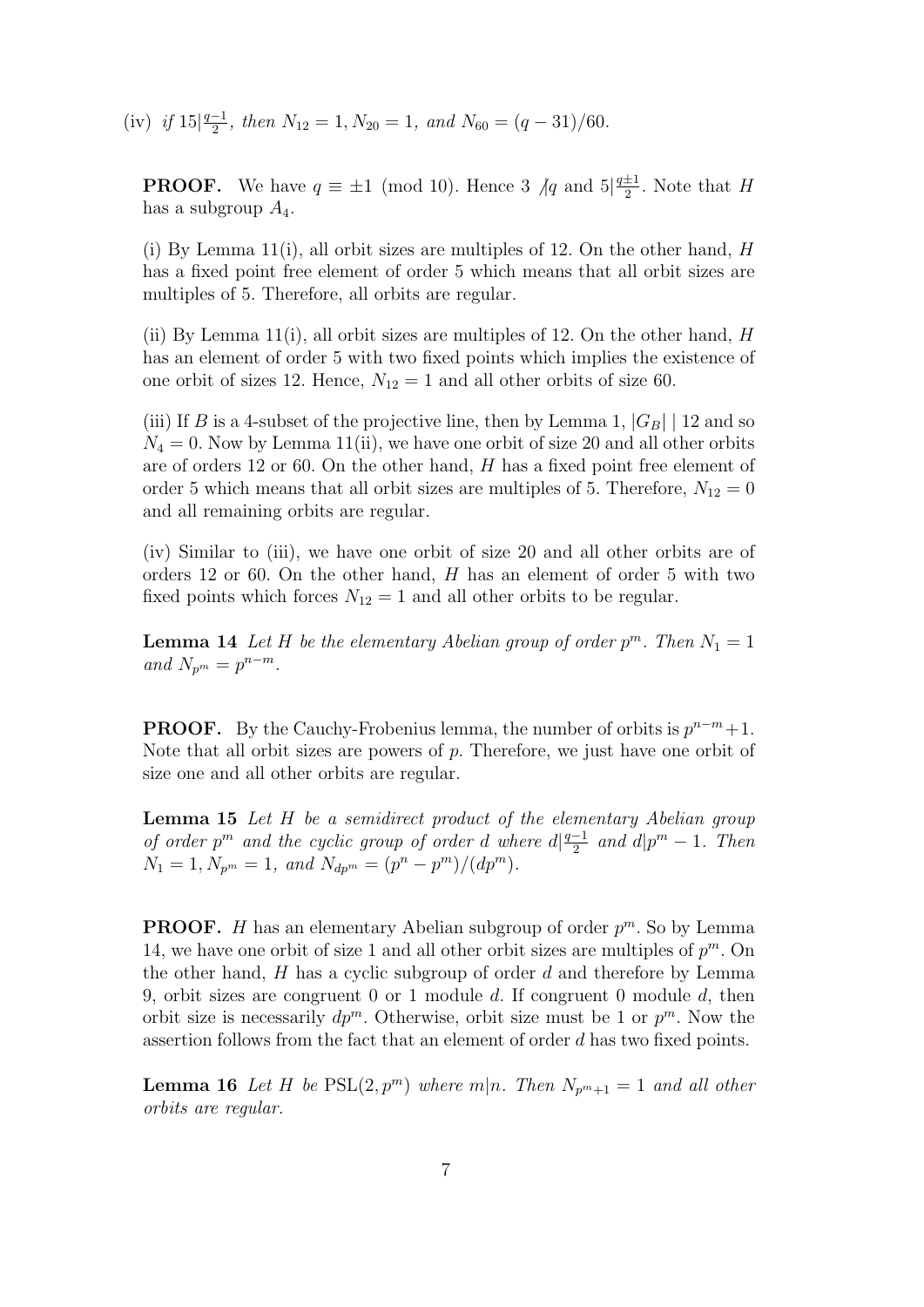(iv) *if* $15|\frac{q-1}{2}$*, then* $N_{12} = 1, N_{20} = 1$*, and* $N_{60} = (q-31)/60$*.*

**PROOF.** We have $q \equiv \pm 1 \pmod{10}$. Hence $3 \not| q$ and $5|\frac{q\pm 1}{2}$. Note that $H$ has a subgroup $A_4$.

(i) By Lemma 11(i), all orbit sizes are multiples of 12. On the other hand, $H$ has a fixed point free element of order 5 which means that all orbit sizes are multiples of 5. Therefore, all orbits are regular.

(ii) By Lemma 11(i), all orbit sizes are multiples of 12. On the other hand, $H$ has an element of order 5 with two fixed points which implies the existence of one orbit of sizes 12. Hence, $N_{12} = 1$ and all other orbits of size 60.

(iii) If $B$ is a 4-subset of the projective line, then by Lemma 1, $|G_B| \mid 12$ and so $N_4 = 0$. Now by Lemma 11(ii), we have one orbit of size 20 and all other orbits are of orders 12 or 60. On the other hand, $H$ has a fixed point free element of order 5 which means that all orbit sizes are multiples of 5. Therefore, $N_{12} = 0$ and all remaining orbits are regular.

(iv) Similar to (iii), we have one orbit of size 20 and all other orbits are of orders 12 or 60. On the other hand, $H$ has an element of order 5 with two fixed points which forces $N_{12} = 1$ and all other orbits to be regular.

**Lemma 14** *Let* $H$ *be the elementary Abelian group of order* $p^m$*. Then* $N_1 = 1$ *and* $N_{p^m} = p^{n-m}$*.*

**PROOF.** By the Cauchy-Frobenius lemma, the number of orbits is $p^{n-m}+1$. Note that all orbit sizes are powers of $p$. Therefore, we just have one orbit of size one and all other orbits are regular.

**Lemma 15** *Let* $H$ *be a semidirect product of the elementary Abelian group of order* $p^m$ *and the cyclic group of order* $d$ *where* $d|\frac{q-1}{2}$ *and* $d|p^m - 1$*. Then* $N_1 = 1, N_{p^m} = 1$*, and* $N_{dp^m} = (p^n - p^m)/(dp^m)$*.*

**PROOF.** $H$ has an elementary Abelian subgroup of order $p^m$. So by Lemma 14, we have one orbit of size 1 and all other orbit sizes are multiples of $p^m$. On the other hand, $H$ has a cyclic subgroup of order $d$ and therefore by Lemma 9, orbit sizes are congruent 0 or 1 module $d$. If congruent 0 module $d$, then orbit size is necessarily $dp^m$. Otherwise, orbit size must be 1 or $p^m$. Now the assertion follows from the fact that an element of order $d$ has two fixed points.

**Lemma 16** *Let* $H$ *be* $\mathrm{PSL}(2, p^m)$ *where* $m|n$*. Then* $N_{p^m+1} = 1$ *and all other orbits are regular.*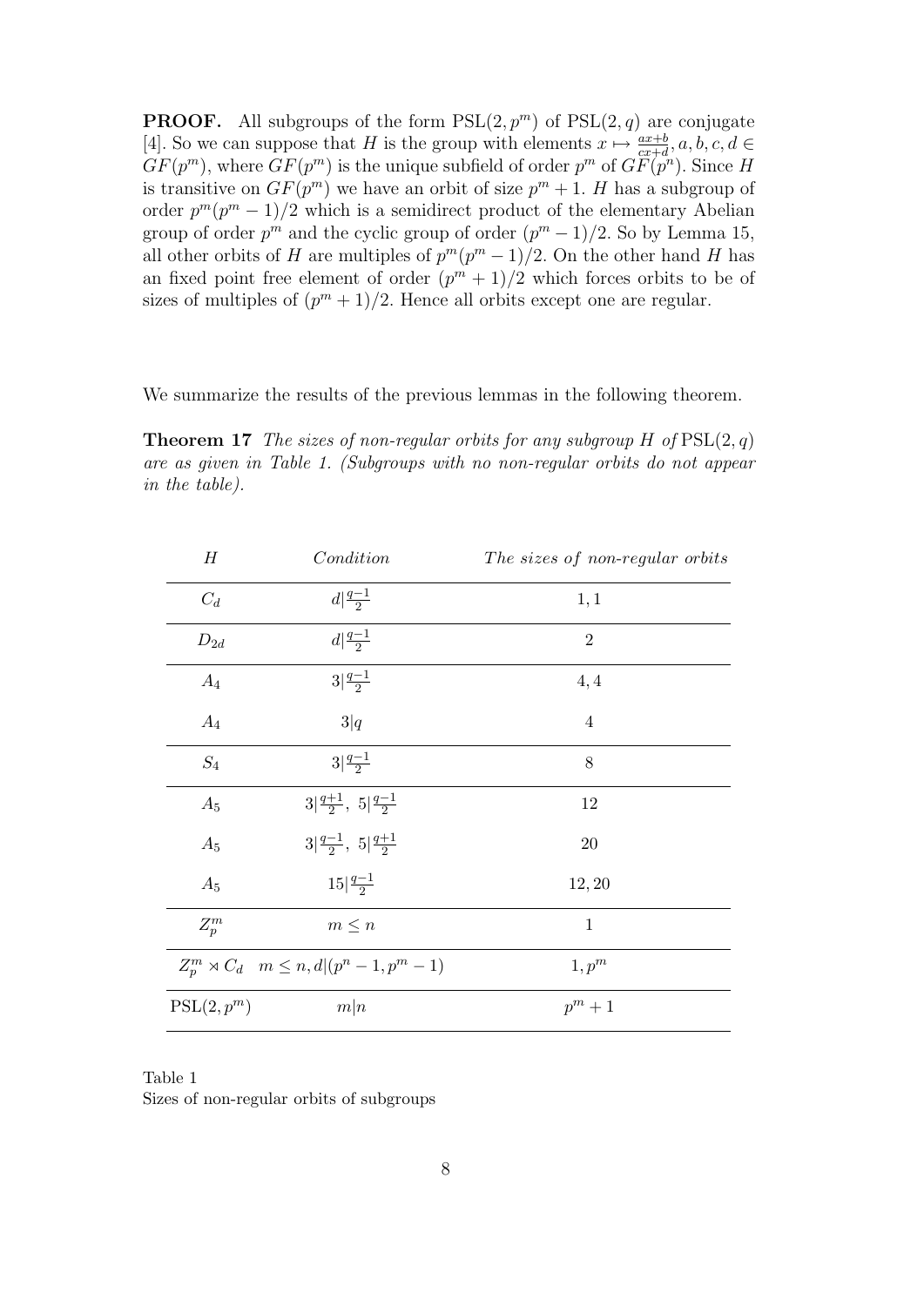**PROOF.** All subgroups of the form $\mathrm{PSL}(2, p^m)$ of $\mathrm{PSL}(2, q)$ are conjugate [4]. So we can suppose that $H$ is the group with elements $x \mapsto \frac{ax+b}{cx+d}, a, b, c, d \in GF(p^m)$, where $GF(p^m)$ is the unique subfield of order $p^m$ of $GF(p^n)$. Since $H$ is transitive on $GF(p^m)$ we have an orbit of size $p^m + 1$. $H$ has a subgroup of order $p^m(p^m - 1)/2$ which is a semidirect product of the elementary Abelian group of order $p^m$ and the cyclic group of order $(p^m - 1)/2$. So by Lemma 15, all other orbits of $H$ are multiples of $p^m(p^m - 1)/2$. On the other hand $H$ has an fixed point free element of order $(p^m + 1)/2$ which forces orbits to be of sizes of multiples of $(p^m + 1)/2$. Hence all orbits except one are regular.

We summarize the results of the previous lemmas in the following theorem.

**Theorem 17** *The sizes of non-regular orbits for any subgroup $H$ of $\mathrm{PSL}(2, q)$ are as given in Table 1. (Subgroups with no non-regular orbits do not appear in the table).*

| $H$ | *Condition* | *The sizes of non-regular orbits* |
|---|---|---|
| $C_d$ | $d \mid \frac{q-1}{2}$ | $1, 1$ |
| $D_{2d}$ | $d \mid \frac{q-1}{2}$ | $2$ |
| $A_4$ | $3 \mid \frac{q-1}{2}$ | $4, 4$ |
| $A_4$ | $3 \mid q$ | $4$ |
| $S_4$ | $3 \mid \frac{q-1}{2}$ | $8$ |
| $A_5$ | $3 \mid \frac{q+1}{2},\ 5 \mid \frac{q-1}{2}$ | $12$ |
| $A_5$ | $3 \mid \frac{q-1}{2},\ 5 \mid \frac{q+1}{2}$ | $20$ |
| $A_5$ | $15 \mid \frac{q-1}{2}$ | $12, 20$ |
| $Z_p^m$ | $m \leq n$ | $1$ |
| $Z_p^m \rtimes C_d$ | $m \leq n, d \mid (p^n - 1, p^m - 1)$ | $1, p^m$ |
| $\mathrm{PSL}(2, p^m)$ | $m \mid n$ | $p^m + 1$ |

Table 1
Sizes of non-regular orbits of subgroups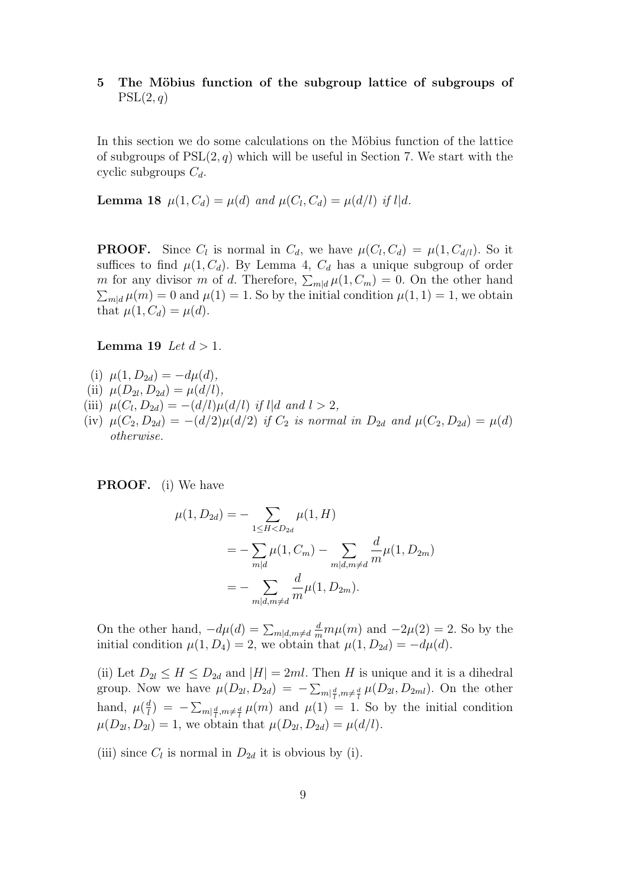## 5 The Möbius function of the subgroup lattice of subgroups of $\mathrm{PSL}(2, q)$

In this section we do some calculations on the Möbius function of the lattice of subgroups of $\mathrm{PSL}(2, q)$ which will be useful in Section 7. We start with the cyclic subgroups $C_d$.

**Lemma 18** *$\mu(1, C_d) = \mu(d)$ and $\mu(C_l, C_d) = \mu(d/l)$ if $l|d$.*

**PROOF.** Since $C_l$ is normal in $C_d$, we have $\mu(C_l, C_d) = \mu(1, C_{d/l})$. So it suffices to find $\mu(1, C_d)$. By Lemma 4, $C_d$ has a unique subgroup of order $m$ for any divisor $m$ of $d$. Therefore, $\sum_{m|d} \mu(1, C_m) = 0$. On the other hand $\sum_{m|d} \mu(m) = 0$ and $\mu(1) = 1$. So by the initial condition $\mu(1, 1) = 1$, we obtain that $\mu(1, C_d) = \mu(d)$.

**Lemma 19** *Let $d > 1$.*

(i) $\mu(1, D_{2d}) = -d\mu(d)$,

(ii) $\mu(D_{2l}, D_{2d}) = \mu(d/l)$,

(iii) $\mu(C_l, D_{2d}) = -(d/l)\mu(d/l)$ *if $l|d$ and $l > 2$,*

(iv) $\mu(C_2, D_{2d}) = -(d/2)\mu(d/2)$ *if $C_2$ is normal in $D_{2d}$ and $\mu(C_2, D_{2d}) = \mu(d)$ otherwise.*

**PROOF.** (i) We have

$$\begin{aligned}
\mu(1, D_{2d}) &= -\sum_{1 \leq H < D_{2d}} \mu(1, H) \\
&= -\sum_{m|d} \mu(1, C_m) - \sum_{m|d, m \neq d} \frac{d}{m} \mu(1, D_{2m}) \\
&= -\sum_{m|d, m \neq d} \frac{d}{m} \mu(1, D_{2m}).
\end{aligned}$$

On the other hand, $-d\mu(d) = \sum_{m|d, m \neq d} \frac{d}{m} m\mu(m)$ and $-2\mu(2) = 2$. So by the initial condition $\mu(1, D_4) = 2$, we obtain that $\mu(1, D_{2d}) = -d\mu(d)$.

(ii) Let $D_{2l} \leq H \leq D_{2d}$ and $|H| = 2ml$. Then $H$ is unique and it is a dihedral group. Now we have $\mu(D_{2l}, D_{2d}) = -\sum_{m|\frac{d}{l}, m \neq \frac{d}{l}} \mu(D_{2l}, D_{2ml})$. On the other hand, $\mu(\frac{d}{l}) = -\sum_{m|\frac{d}{l}, m \neq \frac{d}{l}} \mu(m)$ and $\mu(1) = 1$. So by the initial condition $\mu(D_{2l}, D_{2l}) = 1$, we obtain that $\mu(D_{2l}, D_{2d}) = \mu(d/l)$.

(iii) since $C_l$ is normal in $D_{2d}$ it is obvious by (i).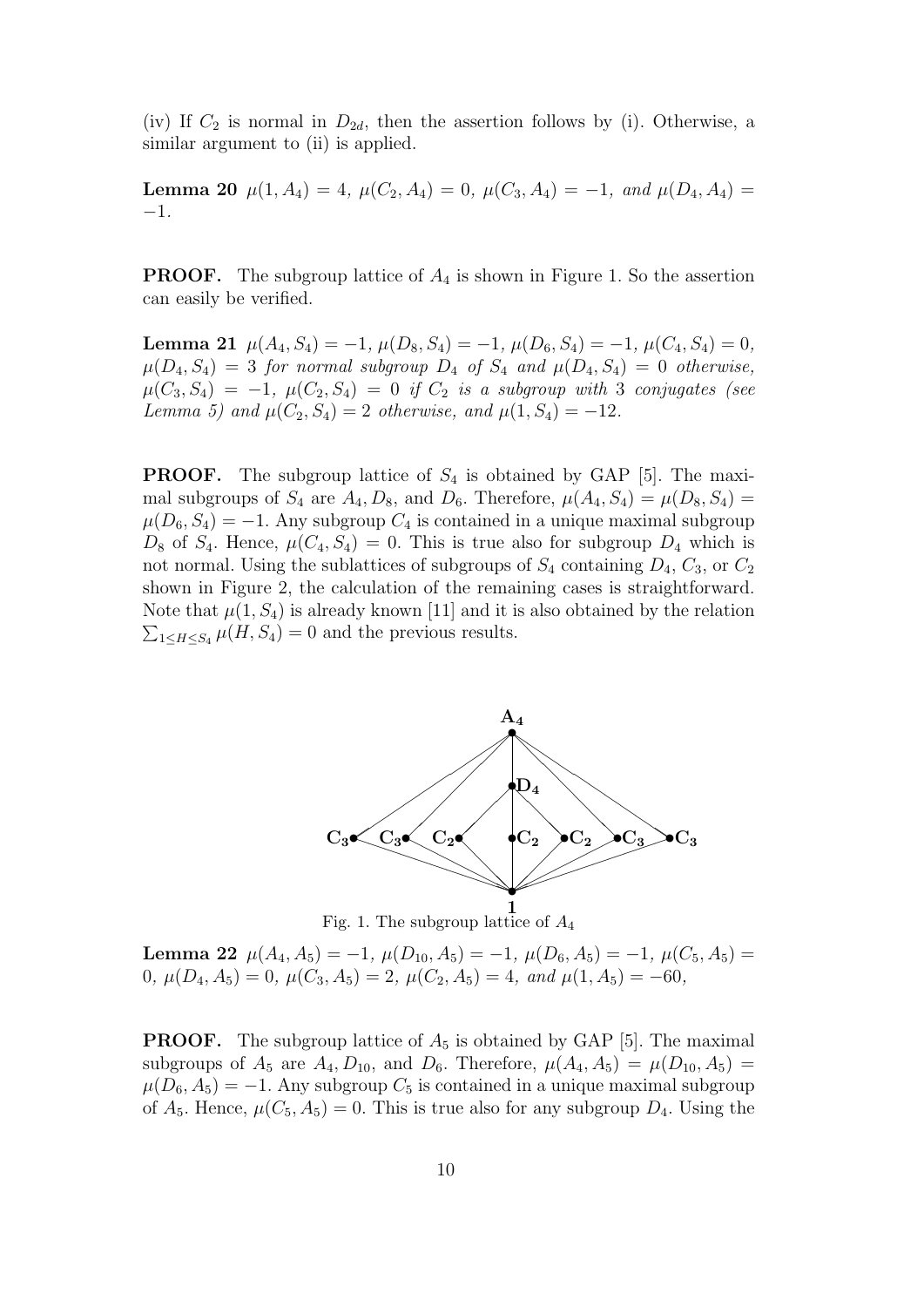(iv) If $C_2$ is normal in $D_{2d}$, then the assertion follows by (i). Otherwise, a similar argument to (ii) is applied.

**Lemma 20** *$\mu(1, A_4) = 4$, $\mu(C_2, A_4) = 0$, $\mu(C_3, A_4) = -1$, and $\mu(D_4, A_4) = -1$.*

**PROOF.** The subgroup lattice of $A_4$ is shown in Figure 1. So the assertion can easily be verified.

**Lemma 21** *$\mu(A_4, S_4) = -1$, $\mu(D_8, S_4) = -1$, $\mu(D_6, S_4) = -1$, $\mu(C_4, S_4) = 0$, $\mu(D_4, S_4) = 3$ for normal subgroup $D_4$ of $S_4$ and $\mu(D_4, S_4) = 0$ otherwise, $\mu(C_3, S_4) = -1$, $\mu(C_2, S_4) = 0$ if $C_2$ is a subgroup with 3 conjugates (see Lemma 5) and $\mu(C_2, S_4) = 2$ otherwise, and $\mu(1, S_4) = -12$.*

**PROOF.** The subgroup lattice of $S_4$ is obtained by GAP [5]. The maximal subgroups of $S_4$ are $A_4$, $D_8$, and $D_6$. Therefore, $\mu(A_4, S_4) = \mu(D_8, S_4) = \mu(D_6, S_4) = -1$. Any subgroup $C_4$ is contained in a unique maximal subgroup $D_8$ of $S_4$. Hence, $\mu(C_4, S_4) = 0$. This is true also for subgroup $D_4$ which is not normal. Using the sublattices of subgroups of $S_4$ containing $D_4$, $C_3$, or $C_2$ shown in Figure 2, the calculation of the remaining cases is straightforward. Note that $\mu(1, S_4)$ is already known [11] and it is also obtained by the relation $\sum_{1 \leq H \leq S_4} \mu(H, S_4) = 0$ and the previous results.

Fig. 1. The subgroup lattice of $A_4$

**Lemma 22** *$\mu(A_4, A_5) = -1$, $\mu(D_{10}, A_5) = -1$, $\mu(D_6, A_5) = -1$, $\mu(C_5, A_5) = 0$, $\mu(D_4, A_5) = 0$, $\mu(C_3, A_5) = 2$, $\mu(C_2, A_5) = 4$, and $\mu(1, A_5) = -60$,*

**PROOF.** The subgroup lattice of $A_5$ is obtained by GAP [5]. The maximal subgroups of $A_5$ are $A_4$, $D_{10}$, and $D_6$. Therefore, $\mu(A_4, A_5) = \mu(D_{10}, A_5) = \mu(D_6, A_5) = -1$. Any subgroup $C_5$ is contained in a unique maximal subgroup of $A_5$. Hence, $\mu(C_5, A_5) = 0$. This is true also for any subgroup $D_4$. Using the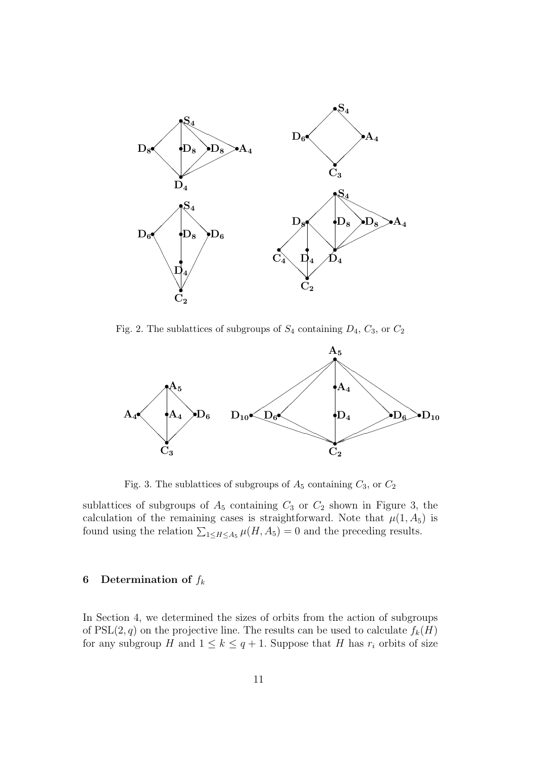Fig. 2. The sublattices of subgroups of $S_4$ containing $D_4$, $C_3$, or $C_2$

Fig. 3. The sublattices of subgroups of $A_5$ containing $C_3$, or $C_2$

sublattices of subgroups of $A_5$ containing $C_3$ or $C_2$ shown in Figure 3, the calculation of the remaining cases is straightforward. Note that $\mu(1, A_5)$ is found using the relation $\sum_{1 \leq H \leq A_5} \mu(H, A_5) = 0$ and the preceding results.

## 6 Determination of $f_k$

In Section 4, we determined the sizes of orbits from the action of subgroups of $\mathrm{PSL}(2, q)$ on the projective line. The results can be used to calculate $f_k(H)$ for any subgroup $H$ and $1 \leq k \leq q + 1$. Suppose that $H$ has $r_i$ orbits of size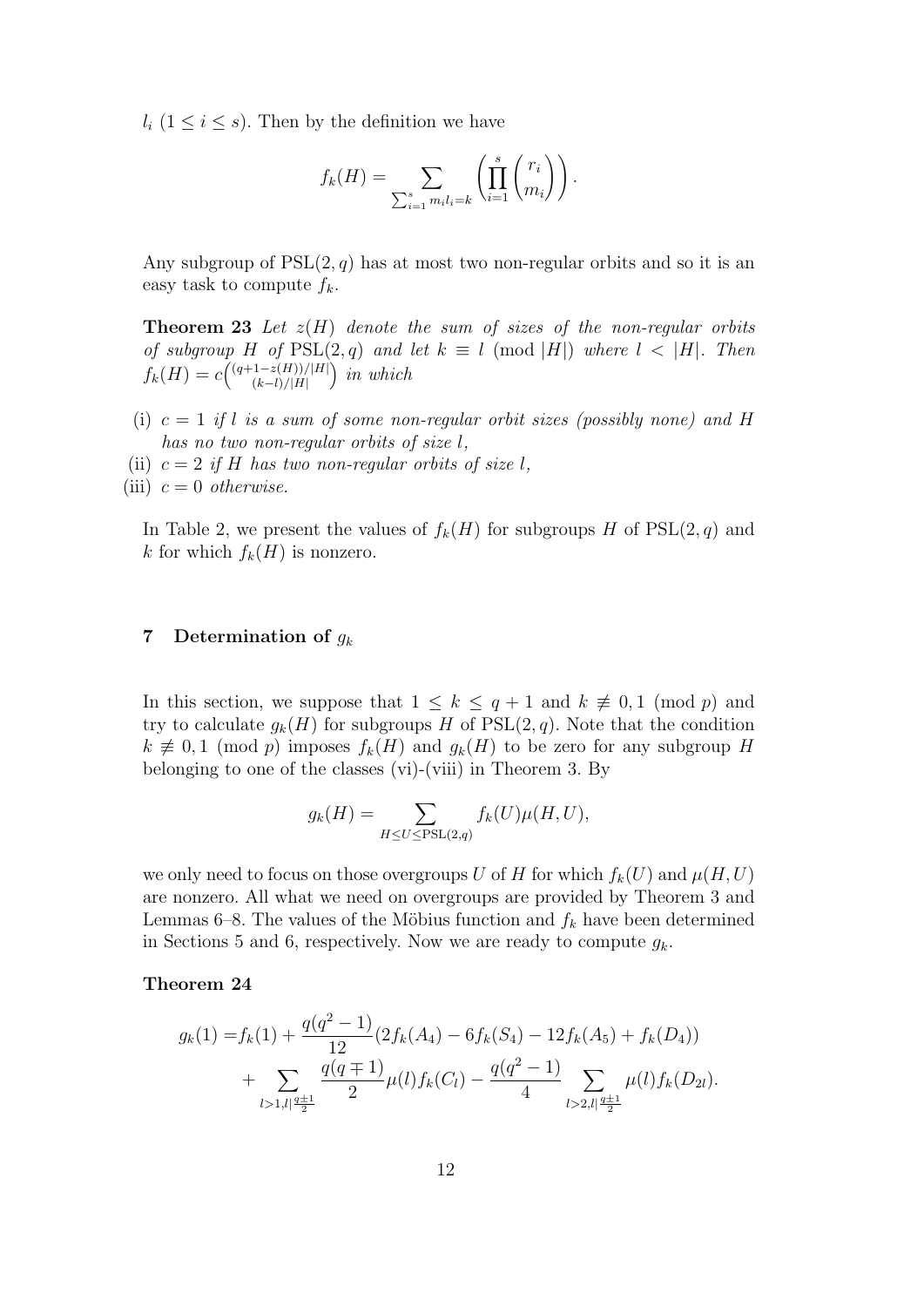$l_i$ $(1 \leq i \leq s)$. Then by the definition we have

$$f_k(H) = \sum_{\sum_{i=1}^{s} m_i l_i = k} \left( \prod_{i=1}^{s} \binom{r_i}{m_i} \right).$$

Any subgroup of $\mathrm{PSL}(2,q)$ has at most two non-regular orbits and so it is an easy task to compute $f_k$.

**Theorem 23** *Let $z(H)$ denote the sum of sizes of the non-regular orbits of subgroup $H$ of $\mathrm{PSL}(2,q)$ and let $k \equiv l \pmod{|H|}$ where $l < |H|$. Then $f_k(H) = c\binom{(q+1-z(H))/|H|}{(k-l)/|H|}$ in which*

- (i) *$c = 1$ if $l$ is a sum of some non-regular orbit sizes (possibly none) and $H$ has no two non-regular orbits of size $l$,*
- (ii) *$c = 2$ if $H$ has two non-regular orbits of size $l$,*
- (iii) *$c = 0$ otherwise.*

In Table 2, we present the values of $f_k(H)$ for subgroups $H$ of $\mathrm{PSL}(2,q)$ and $k$ for which $f_k(H)$ is nonzero.

## 7 Determination of $g_k$

In this section, we suppose that $1 \leq k \leq q+1$ and $k \not\equiv 0, 1 \pmod{p}$ and try to calculate $g_k(H)$ for subgroups $H$ of $\mathrm{PSL}(2,q)$. Note that the condition $k \not\equiv 0, 1 \pmod{p}$ imposes $f_k(H)$ and $g_k(H)$ to be zero for any subgroup $H$ belonging to one of the classes (vi)-(viii) in Theorem 3. By

$$g_k(H) = \sum_{H \leq U \leq \mathrm{PSL}(2,q)} f_k(U)\mu(H,U),$$

we only need to focus on those overgroups $U$ of $H$ for which $f_k(U)$ and $\mu(H,U)$ are nonzero. All what we need on overgroups are provided by Theorem 3 and Lemmas 6–8. The values of the Möbius function and $f_k$ have been determined in Sections 5 and 6, respectively. Now we are ready to compute $g_k$.

**Theorem 24**

$$\begin{aligned} g_k(1) = & f_k(1) + \frac{q(q^2-1)}{12}(2f_k(A_4) - 6f_k(S_4) - 12f_k(A_5) + f_k(D_4)) \\ & + \sum_{l>1, l | \frac{q\pm1}{2}} \frac{q(q\mp1)}{2}\mu(l)f_k(C_l) - \frac{q(q^2-1)}{4} \sum_{l>2, l | \frac{q\pm1}{2}} \mu(l)f_k(D_{2l}). \end{aligned}$$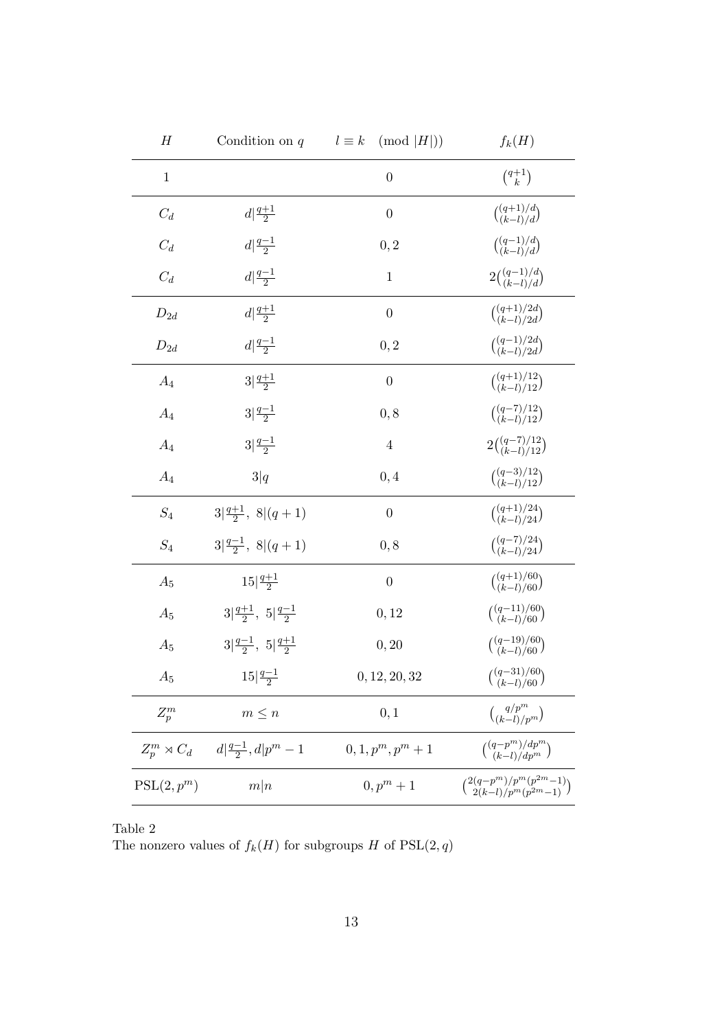| $H$ | Condition on $q$ | $l \equiv k \pmod{\lvert H \rvert}$ | $f_k(H)$ |
|---|---|---|---|
| $1$ | | $0$ | $\binom{q+1}{k}$ |
| $C_d$ | $d \mid \frac{q+1}{2}$ | $0$ | $\binom{(q+1)/d}{(k-l)/d}$ |
| $C_d$ | $d \mid \frac{q-1}{2}$ | $0, 2$ | $\binom{(q-1)/d}{(k-l)/d}$ |
| $C_d$ | $d \mid \frac{q-1}{2}$ | $1$ | $2\binom{(q-1)/d}{(k-l)/d}$ |
| $D_{2d}$ | $d \mid \frac{q+1}{2}$ | $0$ | $\binom{(q+1)/2d}{(k-l)/2d}$ |
| $D_{2d}$ | $d \mid \frac{q-1}{2}$ | $0, 2$ | $\binom{(q-1)/2d}{(k-l)/2d}$ |
| $A_4$ | $3 \mid \frac{q+1}{2}$ | $0$ | $\binom{(q+1)/12}{(k-l)/12}$ |
| $A_4$ | $3 \mid \frac{q-1}{2}$ | $0, 8$ | $\binom{(q-7)/12}{(k-l)/12}$ |
| $A_4$ | $3 \mid \frac{q-1}{2}$ | $4$ | $2\binom{(q-7)/12}{(k-l)/12}$ |
| $A_4$ | $3 \mid q$ | $0, 4$ | $\binom{(q-3)/12}{(k-l)/12}$ |
| $S_4$ | $3 \mid \frac{q+1}{2},\ 8 \mid (q+1)$ | $0$ | $\binom{(q+1)/24}{(k-l)/24}$ |
| $S_4$ | $3 \mid \frac{q-1}{2},\ 8 \mid (q+1)$ | $0, 8$ | $\binom{(q-7)/24}{(k-l)/24}$ |
| $A_5$ | $15 \mid \frac{q+1}{2}$ | $0$ | $\binom{(q+1)/60}{(k-l)/60}$ |
| $A_5$ | $3 \mid \frac{q+1}{2},\ 5 \mid \frac{q-1}{2}$ | $0, 12$ | $\binom{(q-11)/60}{(k-l)/60}$ |
| $A_5$ | $3 \mid \frac{q-1}{2},\ 5 \mid \frac{q+1}{2}$ | $0, 20$ | $\binom{(q-19)/60}{(k-l)/60}$ |
| $A_5$ | $15 \mid \frac{q-1}{2}$ | $0, 12, 20, 32$ | $\binom{(q-31)/60}{(k-l)/60}$ |
| $Z_p^m$ | $m \leq n$ | $0, 1$ | $\binom{q/p^m}{(k-l)/p^m}$ |
| $Z_p^m \rtimes C_d$ | $d \mid \frac{q-1}{2}, d \mid p^m - 1$ | $0, 1, p^m, p^m+1$ | $\binom{(q-p^m)/dp^m}{(k-l)/dp^m}$ |
| $\mathrm{PSL}(2, p^m)$ | $m \mid n$ | $0, p^m+1$ | $\binom{2(q-p^m)/p^m(p^{2m}-1)}{2(k-l)/p^m(p^{2m}-1)}$ |

Table 2
The nonzero values of $f_k(H)$ for subgroups $H$ of $\mathrm{PSL}(2, q)$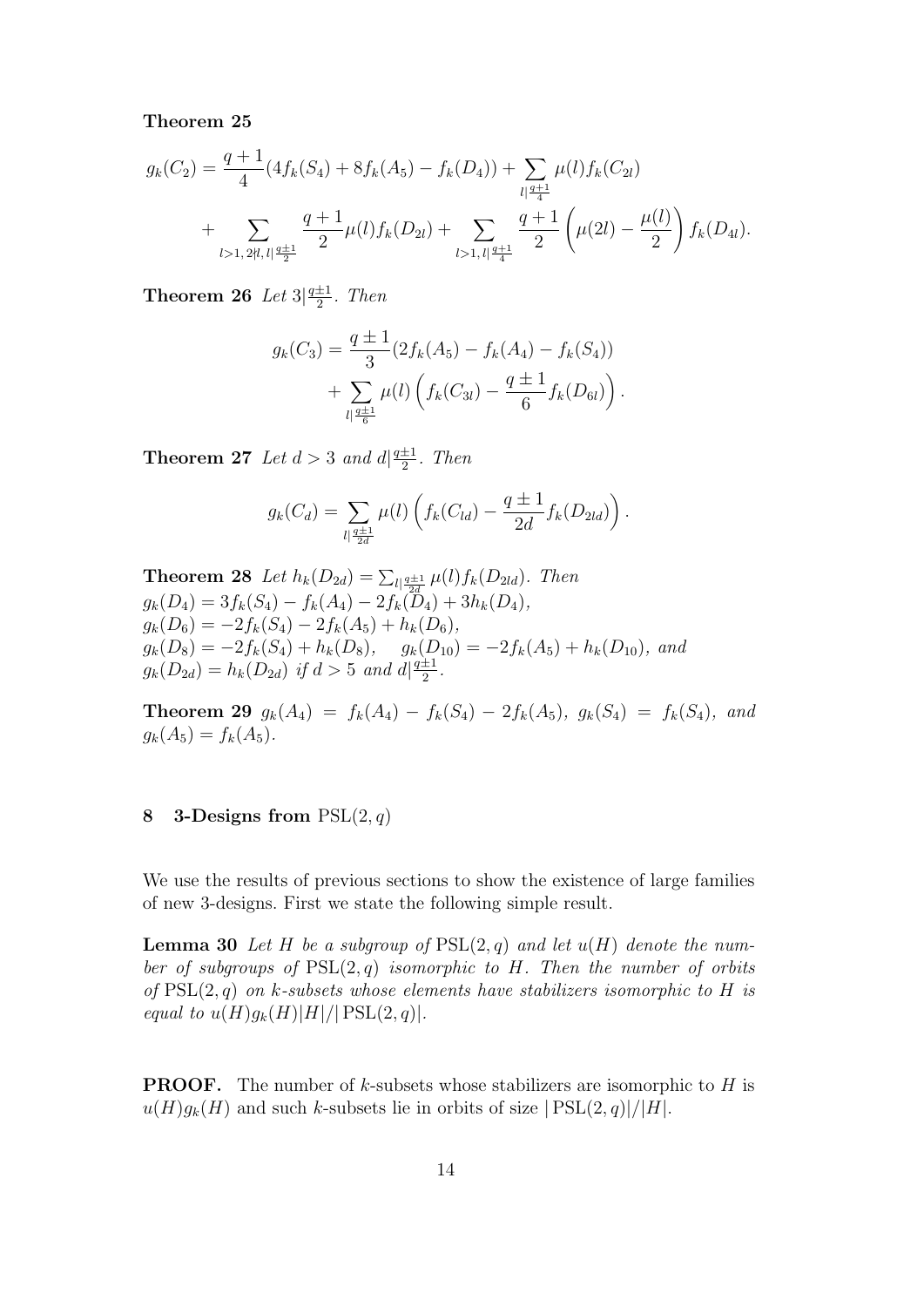**Theorem 25**

$$g_k(C_2) = \frac{q+1}{4}(4f_k(S_4) + 8f_k(A_5) - f_k(D_4)) + \sum_{l|\frac{q+1}{4}} \mu(l) f_k(C_{2l})$$
$$+ \sum_{l>1,\, 2\nmid l,\, l|\frac{q\pm 1}{2}} \frac{q+1}{2}\mu(l) f_k(D_{2l}) + \sum_{l>1,\, l|\frac{q+1}{4}} \frac{q+1}{2}\left(\mu(2l) - \frac{\mu(l)}{2}\right) f_k(D_{4l}).$$

**Theorem 26** *Let* $3|\frac{q\pm1}{2}$. *Then*

$$g_k(C_3) = \frac{q\pm 1}{3}(2f_k(A_5) - f_k(A_4) - f_k(S_4))$$
$$+ \sum_{l|\frac{q\pm1}{6}} \mu(l)\left(f_k(C_{3l}) - \frac{q\pm 1}{6} f_k(D_{6l})\right).$$

**Theorem 27** *Let* $d > 3$ *and* $d|\frac{q\pm1}{2}$. *Then*

$$g_k(C_d) = \sum_{l|\frac{q\pm1}{2d}} \mu(l)\left(f_k(C_{ld}) - \frac{q\pm1}{2d} f_k(D_{2ld})\right).$$

**Theorem 28** *Let* $h_k(D_{2d}) = \sum_{l|\frac{q\pm1}{2d}} \mu(l) f_k(D_{2ld})$. *Then*
$g_k(D_4) = 3f_k(S_4) - f_k(A_4) - 2f_k(D_4) + 3h_k(D_4)$,
$g_k(D_6) = -2f_k(S_4) - 2f_k(A_5) + h_k(D_6)$,
$g_k(D_8) = -2f_k(S_4) + h_k(D_8)$, $\quad g_k(D_{10}) = -2f_k(A_5) + h_k(D_{10})$, *and*
$g_k(D_{2d}) = h_k(D_{2d})$ *if* $d > 5$ *and* $d|\frac{q\pm1}{2}$.

**Theorem 29** $g_k(A_4) = f_k(A_4) - f_k(S_4) - 2f_k(A_5)$, $g_k(S_4) = f_k(S_4)$, *and* $g_k(A_5) = f_k(A_5)$.

## 8 3-Designs from $\mathrm{PSL}(2, q)$

We use the results of previous sections to show the existence of large families of new 3-designs. First we state the following simple result.

**Lemma 30** *Let* $H$ *be a subgroup of* $\mathrm{PSL}(2, q)$ *and let* $u(H)$ *denote the number of subgroups of* $\mathrm{PSL}(2, q)$ *isomorphic to* $H$. *Then the number of orbits of* $\mathrm{PSL}(2, q)$ *on* $k$*-subsets whose elements have stabilizers isomorphic to* $H$ *is equal to* $u(H)g_k(H)|H|/|\mathrm{PSL}(2, q)|$.

**PROOF.** The number of $k$-subsets whose stabilizers are isomorphic to $H$ is $u(H)g_k(H)$ and such $k$-subsets lie in orbits of size $|\mathrm{PSL}(2, q)|/|H|$.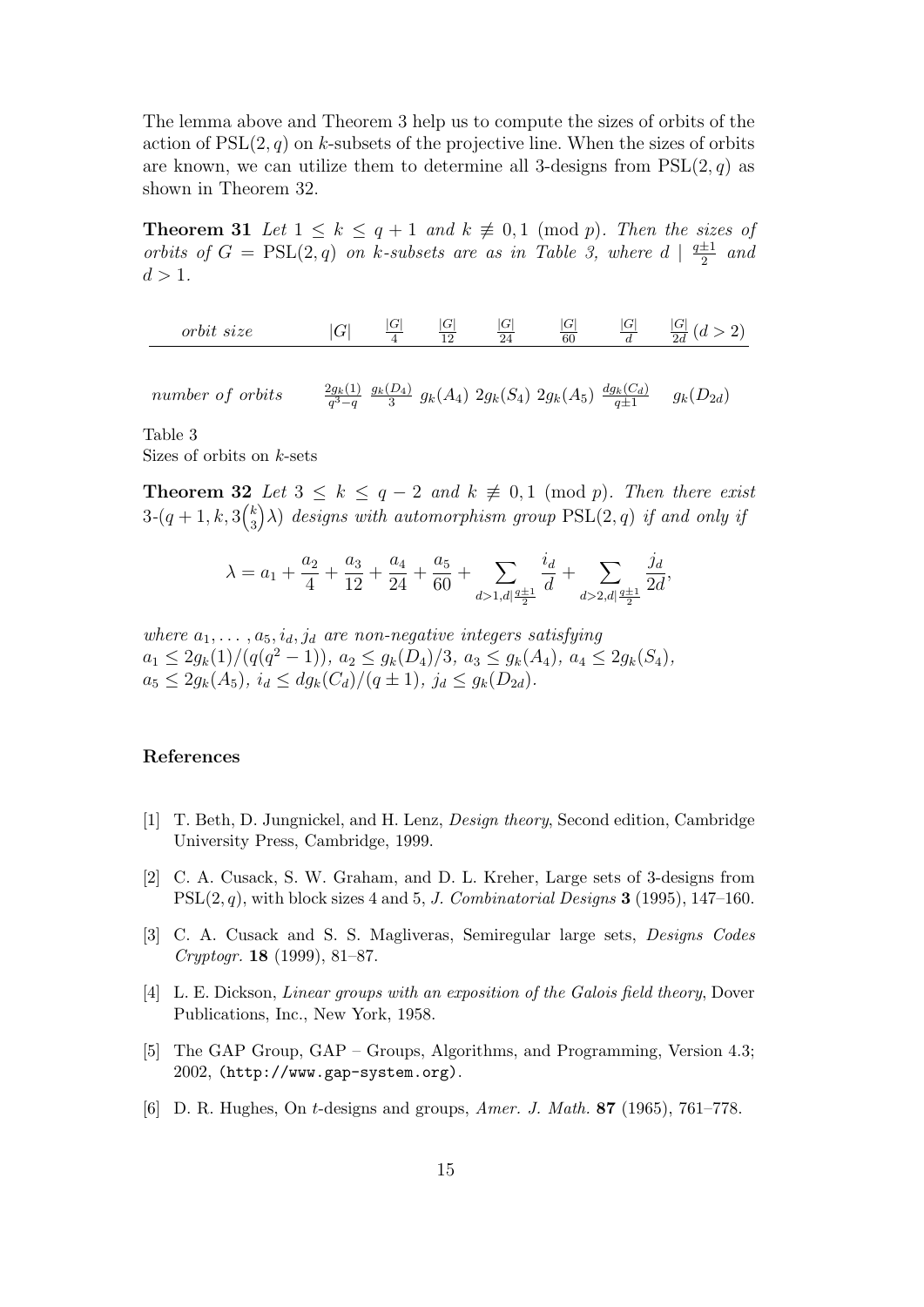The lemma above and Theorem 3 help us to compute the sizes of orbits of the action of $\mathrm{PSL}(2, q)$ on $k$-subsets of the projective line. When the sizes of orbits are known, we can utilize them to determine all 3-designs from $\mathrm{PSL}(2, q)$ as shown in Theorem 32.

**Theorem 31** *Let $1 \leq k \leq q+1$ and $k \not\equiv 0, 1 \pmod{p}$. Then the sizes of orbits of $G = \mathrm{PSL}(2, q)$ on $k$-subsets are as in Table 3, where $d \mid \frac{q \pm 1}{2}$ and $d > 1$.*

| *orbit size* | $\lvert G\rvert$ | $\frac{\lvert G\rvert}{4}$ | $\frac{\lvert G\rvert}{12}$ | $\frac{\lvert G\rvert}{24}$ | $\frac{\lvert G\rvert}{60}$ | $\frac{\lvert G\rvert}{d}$ | $\frac{\lvert G\rvert}{2d}$ $(d > 2)$ |
|---|---|---|---|---|---|---|---|
| *number of orbits* | $\frac{2g_k(1)}{q^3-q}$ | $\frac{g_k(D_4)}{3}$ | $g_k(A_4)$ | $2g_k(S_4)$ | $2g_k(A_5)$ | $\frac{dg_k(C_d)}{q\pm1}$ | $g_k(D_{2d})$ |

Table 3
Sizes of orbits on $k$-sets

**Theorem 32** *Let $3 \leq k \leq q-2$ and $k \not\equiv 0, 1 \pmod{p}$. Then there exist $3$-$(q+1, k, 3\binom{k}{3}\lambda)$ designs with automorphism group $\mathrm{PSL}(2, q)$ if and only if*

$$\lambda = a_1 + \frac{a_2}{4} + \frac{a_3}{12} + \frac{a_4}{24} + \frac{a_5}{60} + \sum_{d>1, d \mid \frac{q\pm1}{2}} \frac{i_d}{d} + \sum_{d>2, d \mid \frac{q\pm1}{2}} \frac{j_d}{2d},$$

*where $a_1, \ldots, a_5, i_d, j_d$ are non-negative integers satisfying $a_1 \leq 2g_k(1)/(q(q^2-1))$, $a_2 \leq g_k(D_4)/3$, $a_3 \leq g_k(A_4)$, $a_4 \leq 2g_k(S_4)$, $a_5 \leq 2g_k(A_5)$, $i_d \leq dg_k(C_d)/(q \pm 1)$, $j_d \leq g_k(D_{2d})$.*

## References

[1] T. Beth, D. Jungnickel, and H. Lenz, *Design theory*, Second edition, Cambridge University Press, Cambridge, 1999.

[2] C. A. Cusack, S. W. Graham, and D. L. Kreher, Large sets of 3-designs from $\mathrm{PSL}(2, q)$, with block sizes 4 and 5, *J. Combinatorial Designs* **3** (1995), 147–160.

[3] C. A. Cusack and S. S. Magliveras, Semiregular large sets, *Designs Codes Cryptogr.* **18** (1999), 81–87.

[4] L. E. Dickson, *Linear groups with an exposition of the Galois field theory*, Dover Publications, Inc., New York, 1958.

[5] The GAP Group, GAP – Groups, Algorithms, and Programming, Version 4.3; 2002, (http://www.gap-system.org).

[6] D. R. Hughes, On $t$-designs and groups, *Amer. J. Math.* **87** (1965), 761–778.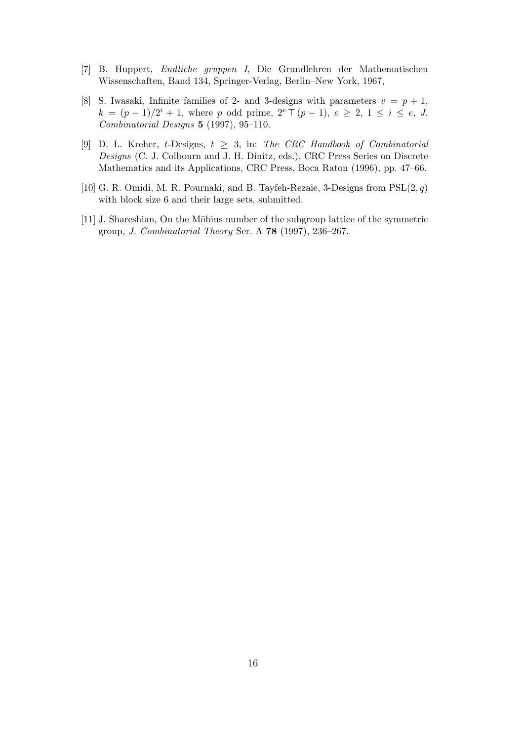[7] B. Huppert, *Endliche gruppen I*, Die Grundlehren der Mathematischen Wissenschaften, Band 134, Springer-Verlag, Berlin–New York, 1967,

[8] S. Iwasaki, Infinite families of 2- and 3-designs with parameters $v = p + 1$, $k = (p-1)/2^i + 1$, where $p$ odd prime, $2^e \top (p-1)$, $e \geq 2$, $1 \leq i \leq e$, *J. Combinatorial Designs* **5** (1997), 95–110.

[9] D. L. Kreher, $t$-Designs, $t \geq 3$, in: *The CRC Handbook of Combinatorial Designs* (C. J. Colbourn and J. H. Dinitz, eds.), CRC Press Series on Discrete Mathematics and its Applications, CRC Press, Boca Raton (1996), pp. 47–66.

[10] G. R. Omidi, M. R. Pournaki, and B. Tayfeh-Rezaie, 3-Designs from $\mathrm{PSL}(2, q)$ with block size 6 and their large sets, submitted.

[11] J. Shareshian, On the Möbius number of the subgroup lattice of the symmetric group, *J. Combinatorial Theory* Ser. A **78** (1997), 236–267.